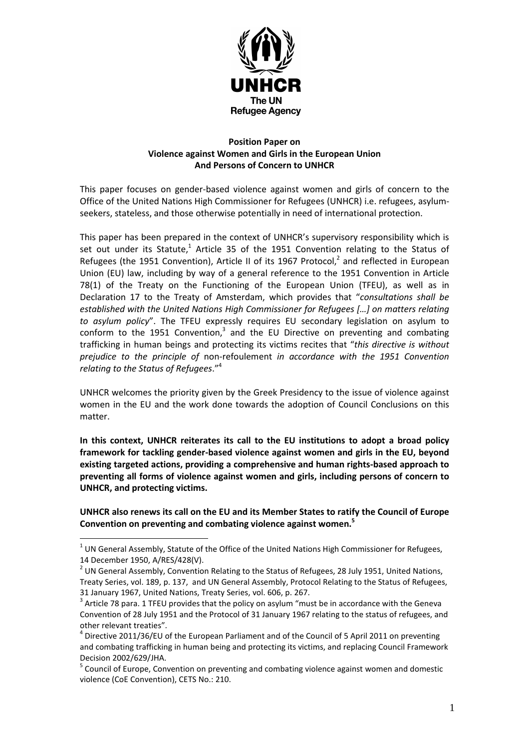UNHCR
The UN
Refugee Agency

**Position Paper on**
**Violence against Women and Girls in the European Union**
**And Persons of Concern to UNHCR**

This paper focuses on gender-based violence against women and girls of concern to the Office of the United Nations High Commissioner for Refugees (UNHCR) i.e. refugees, asylum-seekers, stateless, and those otherwise potentially in need of international protection.

This paper has been prepared in the context of UNHCR's supervisory responsibility which is set out under its Statute,[1] Article 35 of the 1951 Convention relating to the Status of Refugees (the 1951 Convention), Article II of its 1967 Protocol,[2] and reflected in European Union (EU) law, including by way of a general reference to the 1951 Convention in Article 78(1) of the Treaty on the Functioning of the European Union (TFEU), as well as in Declaration 17 to the Treaty of Amsterdam, which provides that "*consultations shall be established with the United Nations High Commissioner for Refugees […] on matters relating to asylum policy*". The TFEU expressly requires EU secondary legislation on asylum to conform to the 1951 Convention,[3] and the EU Directive on preventing and combating trafficking in human beings and protecting its victims recites that "*this directive is without prejudice to the principle of* non-refoulement *in accordance with the 1951 Convention relating to the Status of Refugees*."[4]

UNHCR welcomes the priority given by the Greek Presidency to the issue of violence against women in the EU and the work done towards the adoption of Council Conclusions on this matter.

**In this context, UNHCR reiterates its call to the EU institutions to adopt a broad policy framework for tackling gender-based violence against women and girls in the EU, beyond existing targeted actions, providing a comprehensive and human rights-based approach to preventing all forms of violence against women and girls, including persons of concern to UNHCR, and protecting victims.**

**UNHCR also renews its call on the EU and its Member States to ratify the Council of Europe Convention on preventing and combating violence against women.[5]**

---

[1] UN General Assembly, Statute of the Office of the United Nations High Commissioner for Refugees, 14 December 1950, A/RES/428(V).

[2] UN General Assembly, Convention Relating to the Status of Refugees, 28 July 1951, United Nations, Treaty Series, vol. 189, p. 137, and UN General Assembly, Protocol Relating to the Status of Refugees, 31 January 1967, United Nations, Treaty Series, vol. 606, p. 267.

[3] Article 78 para. 1 TFEU provides that the policy on asylum "must be in accordance with the Geneva Convention of 28 July 1951 and the Protocol of 31 January 1967 relating to the status of refugees, and other relevant treaties".

[4] Directive 2011/36/EU of the European Parliament and of the Council of 5 April 2011 on preventing and combating trafficking in human being and protecting its victims, and replacing Council Framework Decision 2002/629/JHA.

[5] Council of Europe, Convention on preventing and combating violence against women and domestic violence (CoE Convention), CETS No.: 210.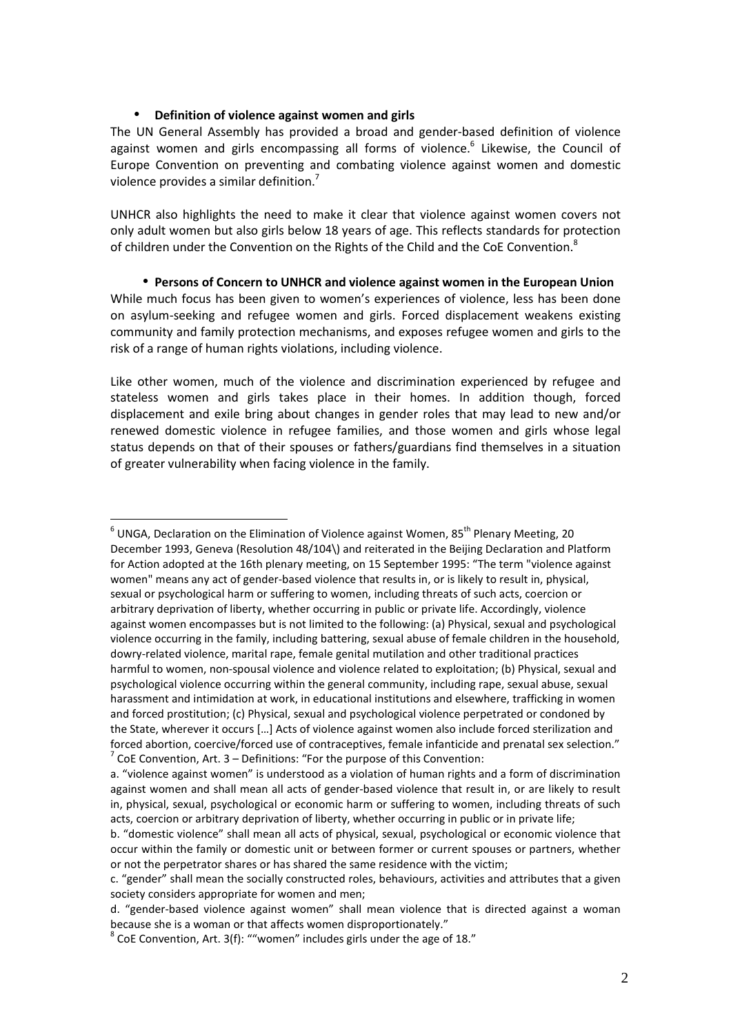- **Definition of violence against women and girls**

The UN General Assembly has provided a broad and gender-based definition of violence against women and girls encompassing all forms of violence.[6] Likewise, the Council of Europe Convention on preventing and combating violence against women and domestic violence provides a similar definition.[7]

UNHCR also highlights the need to make it clear that violence against women covers not only adult women but also girls below 18 years of age. This reflects standards for protection of children under the Convention on the Rights of the Child and the CoE Convention.[8]

- **Persons of Concern to UNHCR and violence against women in the European Union**

While much focus has been given to women's experiences of violence, less has been done on asylum-seeking and refugee women and girls. Forced displacement weakens existing community and family protection mechanisms, and exposes refugee women and girls to the risk of a range of human rights violations, including violence.

Like other women, much of the violence and discrimination experienced by refugee and stateless women and girls takes place in their homes. In addition though, forced displacement and exile bring about changes in gender roles that may lead to new and/or renewed domestic violence in refugee families, and those women and girls whose legal status depends on that of their spouses or fathers/guardians find themselves in a situation of greater vulnerability when facing violence in the family.

---

[6] UNGA, Declaration on the Elimination of Violence against Women, 85th Plenary Meeting, 20 December 1993, Geneva (Resolution 48/104\) and reiterated in the Beijing Declaration and Platform for Action adopted at the 16th plenary meeting, on 15 September 1995: "The term "violence against women" means any act of gender-based violence that results in, or is likely to result in, physical, sexual or psychological harm or suffering to women, including threats of such acts, coercion or arbitrary deprivation of liberty, whether occurring in public or private life. Accordingly, violence against women encompasses but is not limited to the following: (a) Physical, sexual and psychological violence occurring in the family, including battering, sexual abuse of female children in the household, dowry-related violence, marital rape, female genital mutilation and other traditional practices harmful to women, non-spousal violence and violence related to exploitation; (b) Physical, sexual and psychological violence occurring within the general community, including rape, sexual abuse, sexual harassment and intimidation at work, in educational institutions and elsewhere, trafficking in women and forced prostitution; (c) Physical, sexual and psychological violence perpetrated or condoned by the State, wherever it occurs […] Acts of violence against women also include forced sterilization and forced abortion, coercive/forced use of contraceptives, female infanticide and prenatal sex selection."

[7] CoE Convention, Art. 3 – Definitions: "For the purpose of this Convention:

a. "violence against women" is understood as a violation of human rights and a form of discrimination against women and shall mean all acts of gender-based violence that result in, or are likely to result in, physical, sexual, psychological or economic harm or suffering to women, including threats of such acts, coercion or arbitrary deprivation of liberty, whether occurring in public or in private life;

b. "domestic violence" shall mean all acts of physical, sexual, psychological or economic violence that occur within the family or domestic unit or between former or current spouses or partners, whether or not the perpetrator shares or has shared the same residence with the victim;

c. "gender" shall mean the socially constructed roles, behaviours, activities and attributes that a given society considers appropriate for women and men;

d. "gender-based violence against women" shall mean violence that is directed against a woman because she is a woman or that affects women disproportionately."

[8] CoE Convention, Art. 3(f): ""women" includes girls under the age of 18."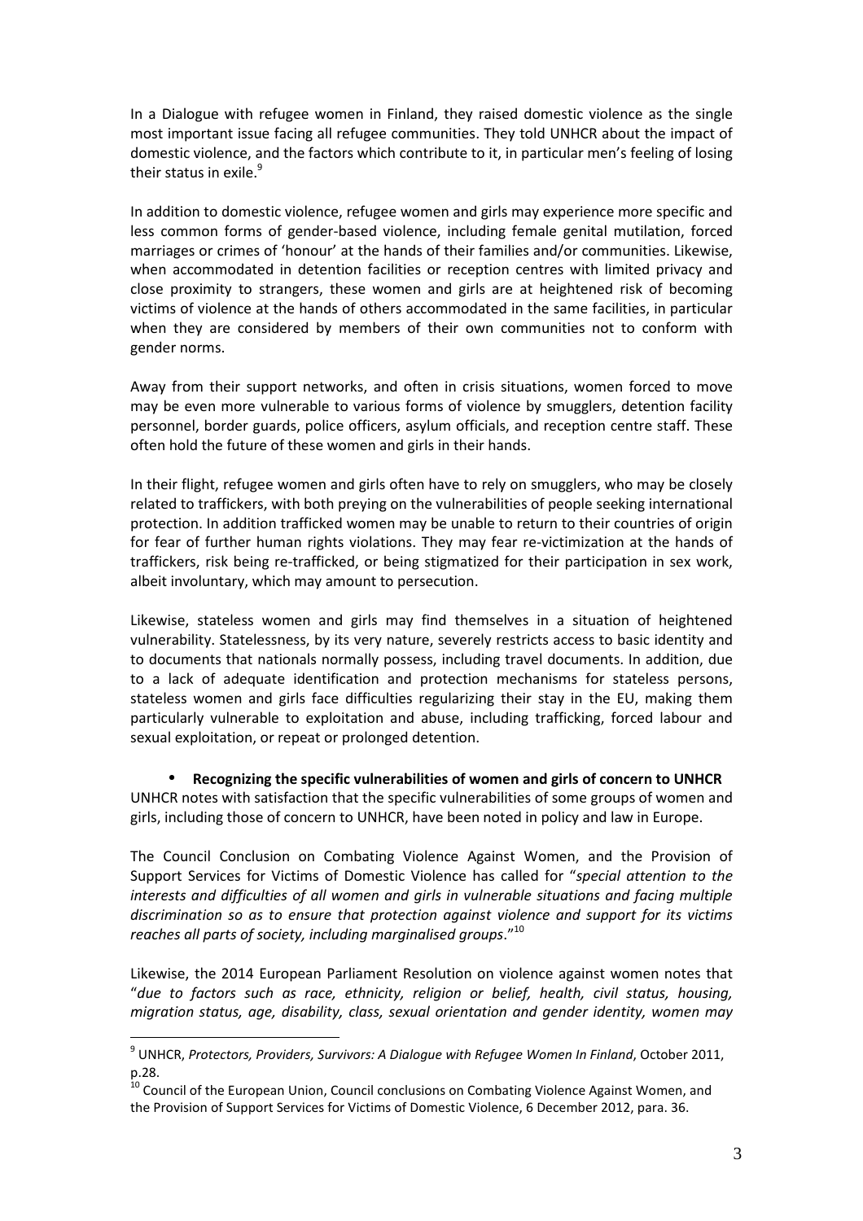In a Dialogue with refugee women in Finland, they raised domestic violence as the single most important issue facing all refugee communities. They told UNHCR about the impact of domestic violence, and the factors which contribute to it, in particular men's feeling of losing their status in exile.[9]

In addition to domestic violence, refugee women and girls may experience more specific and less common forms of gender-based violence, including female genital mutilation, forced marriages or crimes of 'honour' at the hands of their families and/or communities. Likewise, when accommodated in detention facilities or reception centres with limited privacy and close proximity to strangers, these women and girls are at heightened risk of becoming victims of violence at the hands of others accommodated in the same facilities, in particular when they are considered by members of their own communities not to conform with gender norms.

Away from their support networks, and often in crisis situations, women forced to move may be even more vulnerable to various forms of violence by smugglers, detention facility personnel, border guards, police officers, asylum officials, and reception centre staff. These often hold the future of these women and girls in their hands.

In their flight, refugee women and girls often have to rely on smugglers, who may be closely related to traffickers, with both preying on the vulnerabilities of people seeking international protection. In addition trafficked women may be unable to return to their countries of origin for fear of further human rights violations. They may fear re-victimization at the hands of traffickers, risk being re-trafficked, or being stigmatized for their participation in sex work, albeit involuntary, which may amount to persecution.

Likewise, stateless women and girls may find themselves in a situation of heightened vulnerability. Statelessness, by its very nature, severely restricts access to basic identity and to documents that nationals normally possess, including travel documents. In addition, due to a lack of adequate identification and protection mechanisms for stateless persons, stateless women and girls face difficulties regularizing their stay in the EU, making them particularly vulnerable to exploitation and abuse, including trafficking, forced labour and sexual exploitation, or repeat or prolonged detention.

- **Recognizing the specific vulnerabilities of women and girls of concern to UNHCR**

UNHCR notes with satisfaction that the specific vulnerabilities of some groups of women and girls, including those of concern to UNHCR, have been noted in policy and law in Europe.

The Council Conclusion on Combating Violence Against Women, and the Provision of Support Services for Victims of Domestic Violence has called for "*special attention to the interests and difficulties of all women and girls in vulnerable situations and facing multiple discrimination so as to ensure that protection against violence and support for its victims reaches all parts of society, including marginalised groups*."[10]

Likewise, the 2014 European Parliament Resolution on violence against women notes that "*due to factors such as race, ethnicity, religion or belief, health, civil status, housing, migration status, age, disability, class, sexual orientation and gender identity, women may*

---

[9] UNHCR, *Protectors, Providers, Survivors: A Dialogue with Refugee Women In Finland*, October 2011, p.28.

[10] Council of the European Union, Council conclusions on Combating Violence Against Women, and the Provision of Support Services for Victims of Domestic Violence, 6 December 2012, para. 36.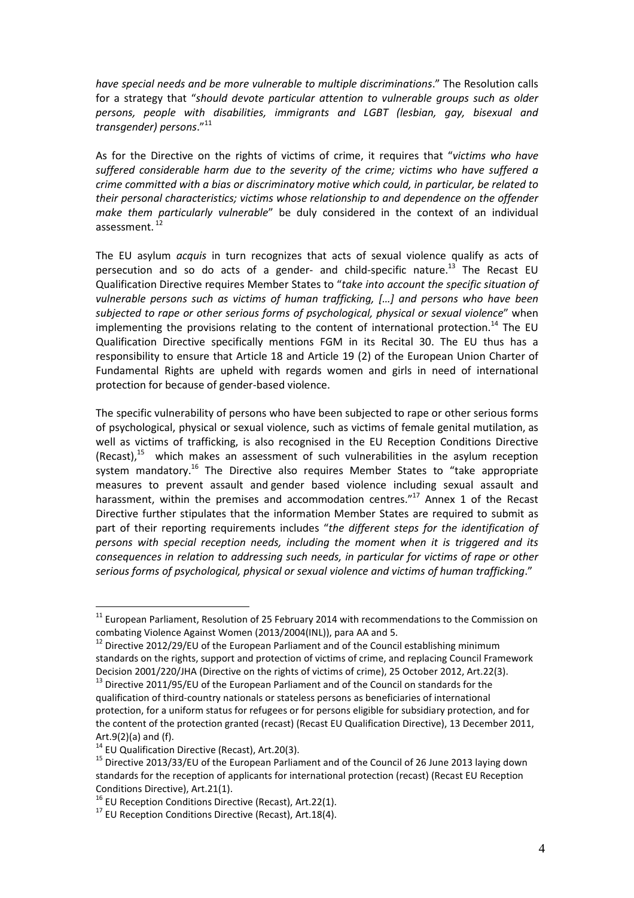*have special needs and be more vulnerable to multiple discriminations*." The Resolution calls for a strategy that "*should devote particular attention to vulnerable groups such as older persons, people with disabilities, immigrants and LGBT (lesbian, gay, bisexual and transgender) persons*."[11]

As for the Directive on the rights of victims of crime, it requires that "*victims who have suffered considerable harm due to the severity of the crime; victims who have suffered a crime committed with a bias or discriminatory motive which could, in particular, be related to their personal characteristics; victims whose relationship to and dependence on the offender make them particularly vulnerable*" be duly considered in the context of an individual assessment. [12]

The EU asylum *acquis* in turn recognizes that acts of sexual violence qualify as acts of persecution and so do acts of a gender- and child-specific nature.[13] The Recast EU Qualification Directive requires Member States to "*take into account the specific situation of vulnerable persons such as victims of human trafficking, […] and persons who have been subjected to rape or other serious forms of psychological, physical or sexual violence*" when implementing the provisions relating to the content of international protection.[14] The EU Qualification Directive specifically mentions FGM in its Recital 30. The EU thus has a responsibility to ensure that Article 18 and Article 19 (2) of the European Union Charter of Fundamental Rights are upheld with regards women and girls in need of international protection for because of gender-based violence.

The specific vulnerability of persons who have been subjected to rape or other serious forms of psychological, physical or sexual violence, such as victims of female genital mutilation, as well as victims of trafficking, is also recognised in the EU Reception Conditions Directive (Recast),[15] which makes an assessment of such vulnerabilities in the asylum reception system mandatory.[16] The Directive also requires Member States to "take appropriate measures to prevent assault and gender based violence including sexual assault and harassment, within the premises and accommodation centres."[17] Annex 1 of the Recast Directive further stipulates that the information Member States are required to submit as part of their reporting requirements includes "*the different steps for the identification of persons with special reception needs, including the moment when it is triggered and its consequences in relation to addressing such needs, in particular for victims of rape or other serious forms of psychological, physical or sexual violence and victims of human trafficking*."

---

[11] European Parliament, Resolution of 25 February 2014 with recommendations to the Commission on combating Violence Against Women (2013/2004(INL)), para AA and 5.

[12] Directive 2012/29/EU of the European Parliament and of the Council establishing minimum standards on the rights, support and protection of victims of crime, and replacing Council Framework Decision 2001/220/JHA (Directive on the rights of victims of crime), 25 October 2012, Art.22(3).

[13] Directive 2011/95/EU of the European Parliament and of the Council on standards for the qualification of third-country nationals or stateless persons as beneficiaries of international protection, for a uniform status for refugees or for persons eligible for subsidiary protection, and for the content of the protection granted (recast) (Recast EU Qualification Directive), 13 December 2011, Art.9(2)(a) and (f).

[14] EU Qualification Directive (Recast), Art.20(3).

[15] Directive 2013/33/EU of the European Parliament and of the Council of 26 June 2013 laying down standards for the reception of applicants for international protection (recast) (Recast EU Reception Conditions Directive), Art.21(1).

[16] EU Reception Conditions Directive (Recast), Art.22(1).

[17] EU Reception Conditions Directive (Recast), Art.18(4).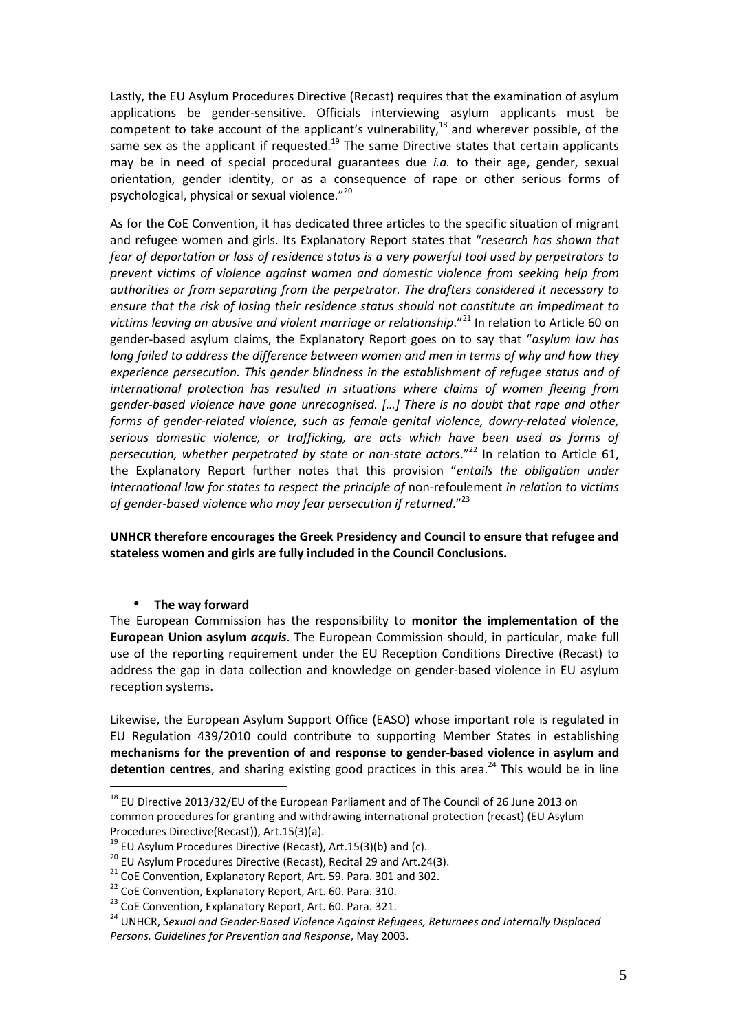Lastly, the EU Asylum Procedures Directive (Recast) requires that the examination of asylum applications be gender-sensitive. Officials interviewing asylum applicants must be competent to take account of the applicant's vulnerability,[18] and wherever possible, of the same sex as the applicant if requested.[19] The same Directive states that certain applicants may be in need of special procedural guarantees due *i.a.* to their age, gender, sexual orientation, gender identity, or as a consequence of rape or other serious forms of psychological, physical or sexual violence."[20]

As for the CoE Convention, it has dedicated three articles to the specific situation of migrant and refugee women and girls. Its Explanatory Report states that "*research has shown that fear of deportation or loss of residence status is a very powerful tool used by perpetrators to prevent victims of violence against women and domestic violence from seeking help from authorities or from separating from the perpetrator. The drafters considered it necessary to ensure that the risk of losing their residence status should not constitute an impediment to victims leaving an abusive and violent marriage or relationship*."[21] In relation to Article 60 on gender-based asylum claims, the Explanatory Report goes on to say that "*asylum law has long failed to address the difference between women and men in terms of why and how they experience persecution. This gender blindness in the establishment of refugee status and of international protection has resulted in situations where claims of women fleeing from gender-based violence have gone unrecognised. […] There is no doubt that rape and other forms of gender-related violence, such as female genital violence, dowry-related violence, serious domestic violence, or trafficking, are acts which have been used as forms of persecution, whether perpetrated by state or non-state actors*."[22] In relation to Article 61, the Explanatory Report further notes that this provision "*entails the obligation under international law for states to respect the principle of* non-refoulement *in relation to victims of gender-based violence who may fear persecution if returned*."[23]

**UNHCR therefore encourages the Greek Presidency and Council to ensure that refugee and stateless women and girls are fully included in the Council Conclusions.**

- **The way forward**

The European Commission has the responsibility to **monitor the implementation of the European Union asylum *acquis***. The European Commission should, in particular, make full use of the reporting requirement under the EU Reception Conditions Directive (Recast) to address the gap in data collection and knowledge on gender-based violence in EU asylum reception systems.

Likewise, the European Asylum Support Office (EASO) whose important role is regulated in EU Regulation 439/2010 could contribute to supporting Member States in establishing **mechanisms for the prevention of and response to gender-based violence in asylum and detention centres**, and sharing existing good practices in this area.[24] This would be in line

---

[18] EU Directive 2013/32/EU of the European Parliament and of The Council of 26 June 2013 on common procedures for granting and withdrawing international protection (recast) (EU Asylum Procedures Directive(Recast)), Art.15(3)(a).

[19] EU Asylum Procedures Directive (Recast), Art.15(3)(b) and (c).

[20] EU Asylum Procedures Directive (Recast), Recital 29 and Art.24(3).

[21] CoE Convention, Explanatory Report, Art. 59. Para. 301 and 302.

[22] CoE Convention, Explanatory Report, Art. 60. Para. 310.

[23] CoE Convention, Explanatory Report, Art. 60. Para. 321.

[24] UNHCR, *Sexual and Gender-Based Violence Against Refugees, Returnees and Internally Displaced Persons. Guidelines for Prevention and Response*, May 2003.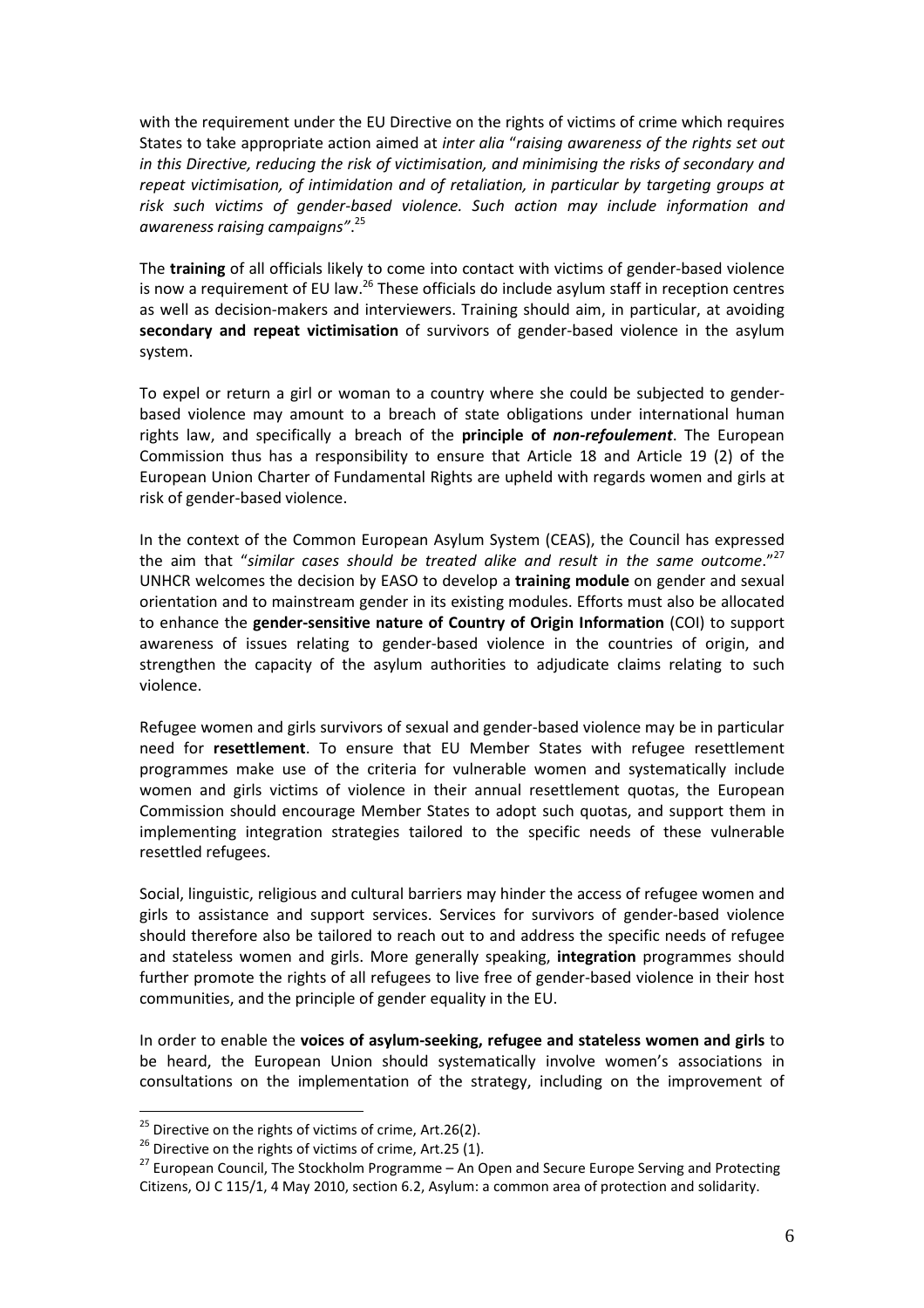with the requirement under the EU Directive on the rights of victims of crime which requires States to take appropriate action aimed at *inter alia* "*raising awareness of the rights set out in this Directive, reducing the risk of victimisation, and minimising the risks of secondary and repeat victimisation, of intimidation and of retaliation, in particular by targeting groups at risk such victims of gender-based violence. Such action may include information and awareness raising campaigns"*.[25]

The **training** of all officials likely to come into contact with victims of gender-based violence is now a requirement of EU law.[26] These officials do include asylum staff in reception centres as well as decision-makers and interviewers. Training should aim, in particular, at avoiding **secondary and repeat victimisation** of survivors of gender-based violence in the asylum system.

To expel or return a girl or woman to a country where she could be subjected to gender-based violence may amount to a breach of state obligations under international human rights law, and specifically a breach of the **principle of *non-refoulement***. The European Commission thus has a responsibility to ensure that Article 18 and Article 19 (2) of the European Union Charter of Fundamental Rights are upheld with regards women and girls at risk of gender-based violence.

In the context of the Common European Asylum System (CEAS), the Council has expressed the aim that "*similar cases should be treated alike and result in the same outcome*."[27] UNHCR welcomes the decision by EASO to develop a **training module** on gender and sexual orientation and to mainstream gender in its existing modules. Efforts must also be allocated to enhance the **gender-sensitive nature of Country of Origin Information** (COI) to support awareness of issues relating to gender-based violence in the countries of origin, and strengthen the capacity of the asylum authorities to adjudicate claims relating to such violence.

Refugee women and girls survivors of sexual and gender-based violence may be in particular need for **resettlement**. To ensure that EU Member States with refugee resettlement programmes make use of the criteria for vulnerable women and systematically include women and girls victims of violence in their annual resettlement quotas, the European Commission should encourage Member States to adopt such quotas, and support them in implementing integration strategies tailored to the specific needs of these vulnerable resettled refugees.

Social, linguistic, religious and cultural barriers may hinder the access of refugee women and girls to assistance and support services. Services for survivors of gender-based violence should therefore also be tailored to reach out to and address the specific needs of refugee and stateless women and girls. More generally speaking, **integration** programmes should further promote the rights of all refugees to live free of gender-based violence in their host communities, and the principle of gender equality in the EU.

In order to enable the **voices of asylum-seeking, refugee and stateless women and girls** to be heard, the European Union should systematically involve women's associations in consultations on the implementation of the strategy, including on the improvement of

---

[25] Directive on the rights of victims of crime, Art.26(2).

[26] Directive on the rights of victims of crime, Art.25 (1).

[27] European Council, The Stockholm Programme – An Open and Secure Europe Serving and Protecting Citizens, OJ C 115/1, 4 May 2010, section 6.2, Asylum: a common area of protection and solidarity.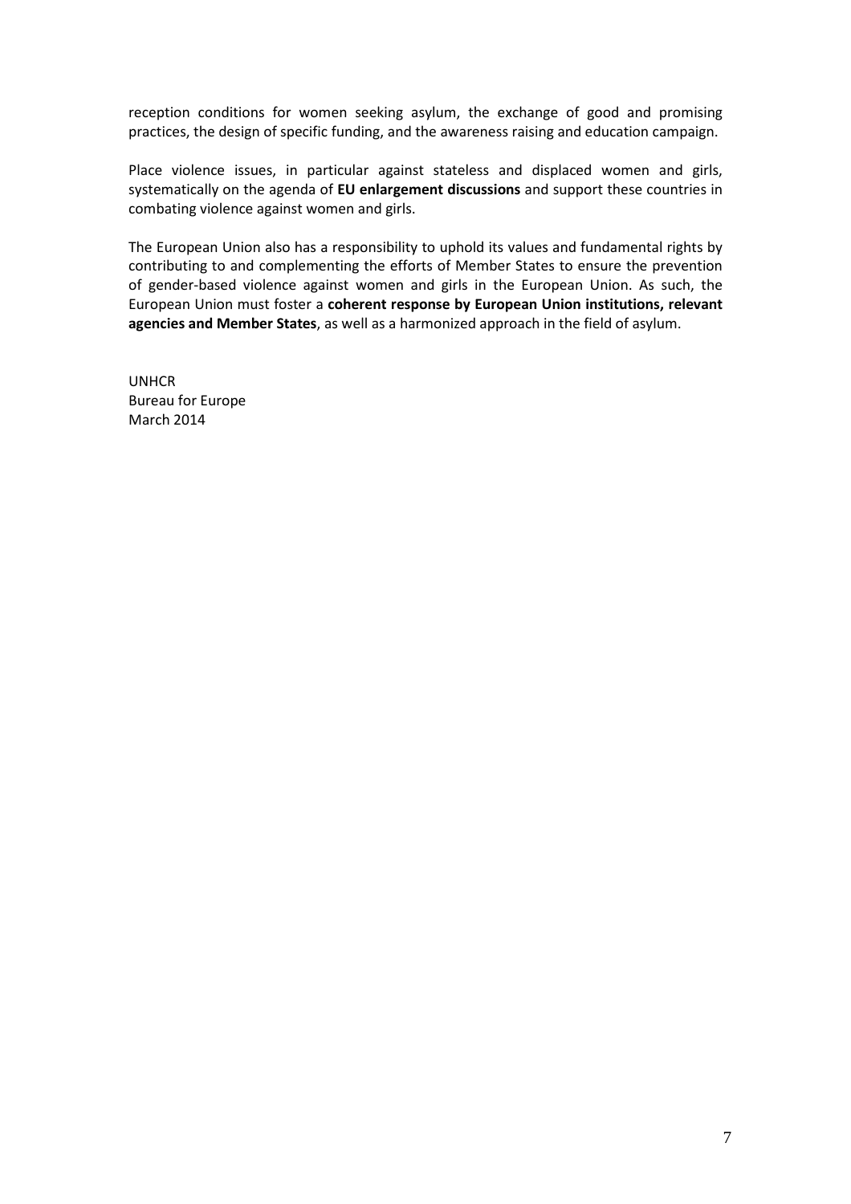reception conditions for women seeking asylum, the exchange of good and promising practices, the design of specific funding, and the awareness raising and education campaign.

Place violence issues, in particular against stateless and displaced women and girls, systematically on the agenda of **EU enlargement discussions** and support these countries in combating violence against women and girls.

The European Union also has a responsibility to uphold its values and fundamental rights by contributing to and complementing the efforts of Member States to ensure the prevention of gender-based violence against women and girls in the European Union. As such, the European Union must foster a **coherent response by European Union institutions, relevant agencies and Member States**, as well as a harmonized approach in the field of asylum.

UNHCR
Bureau for Europe
March 2014